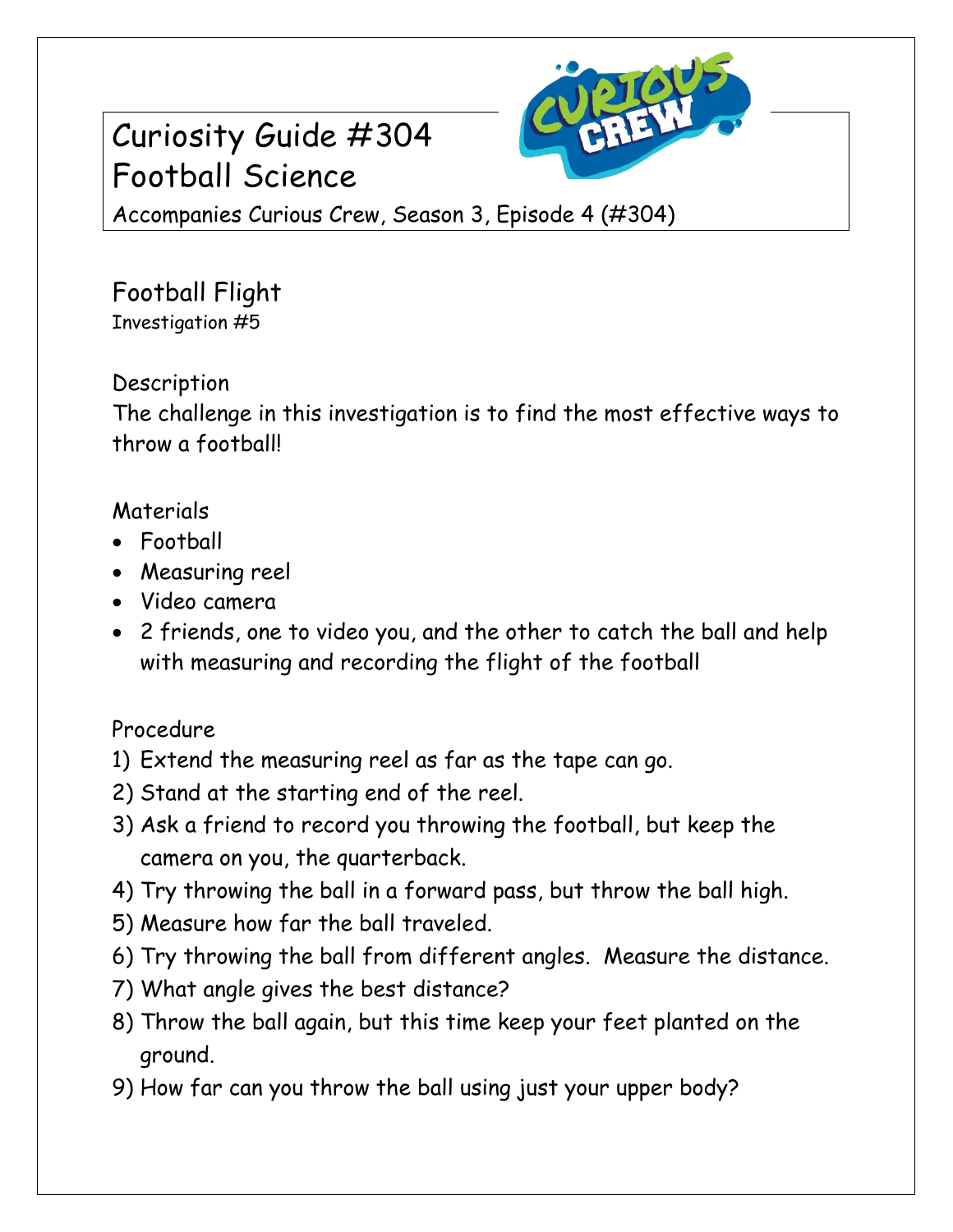# Curiosity Guide #304
# Football Science

Accompanies Curious Crew, Season 3, Episode 4 (#304)

## Football Flight

Investigation #5

### Description

The challenge in this investigation is to find the most effective ways to throw a football!

### Materials

- Football
- Measuring reel
- Video camera
- 2 friends, one to video you, and the other to catch the ball and help with measuring and recording the flight of the football

### Procedure

1) Extend the measuring reel as far as the tape can go.
2) Stand at the starting end of the reel.
3) Ask a friend to record you throwing the football, but keep the camera on you, the quarterback.
4) Try throwing the ball in a forward pass, but throw the ball high.
5) Measure how far the ball traveled.
6) Try throwing the ball from different angles. Measure the distance.
7) What angle gives the best distance?
8) Throw the ball again, but this time keep your feet planted on the ground.
9) How far can you throw the ball using just your upper body?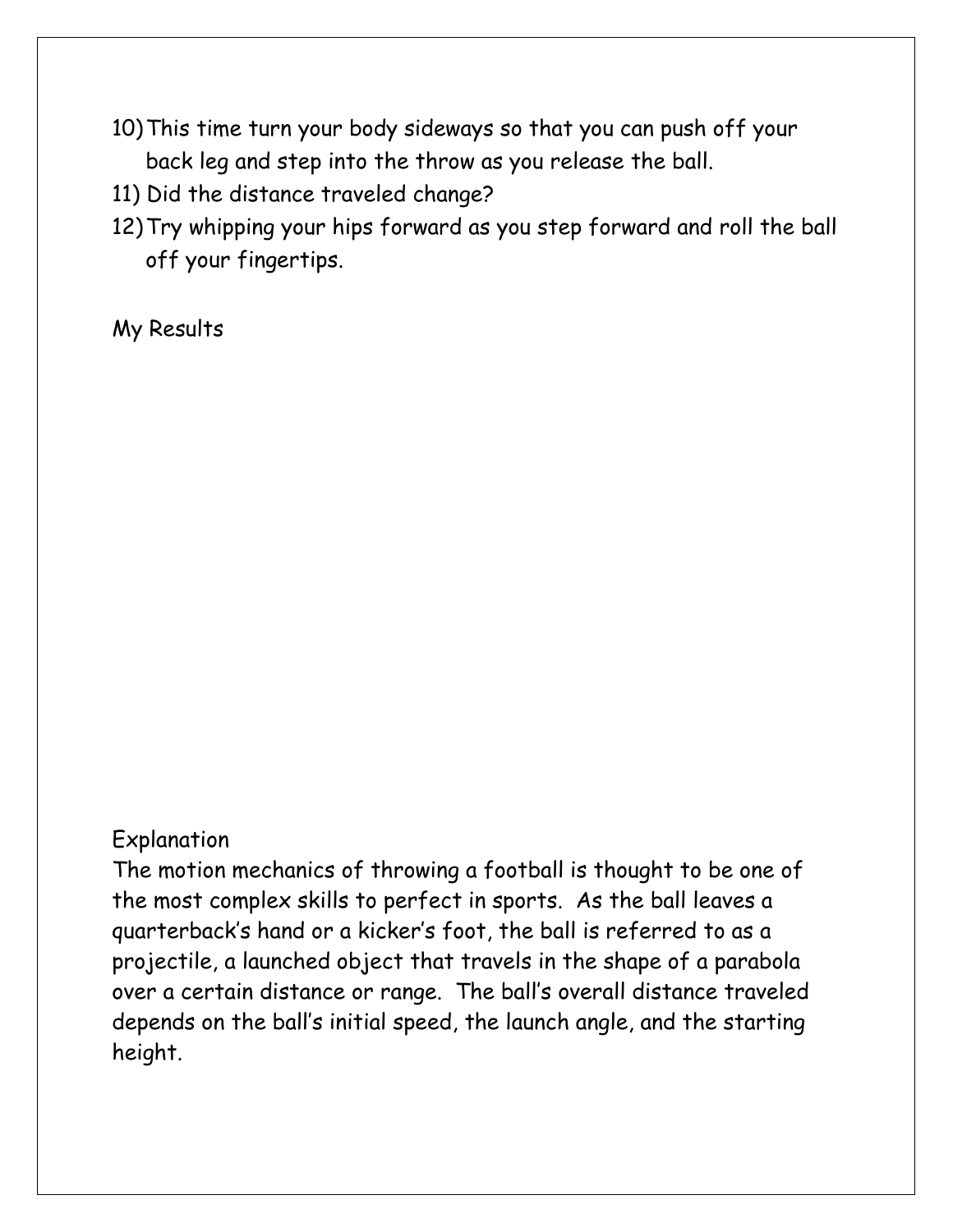10) This time turn your body sideways so that you can push off your back leg and step into the throw as you release the ball.
11) Did the distance traveled change?
12) Try whipping your hips forward as you step forward and roll the ball off your fingertips.

My Results

Explanation

The motion mechanics of throwing a football is thought to be one of the most complex skills to perfect in sports. As the ball leaves a quarterback's hand or a kicker's foot, the ball is referred to as a projectile, a launched object that travels in the shape of a parabola over a certain distance or range. The ball's overall distance traveled depends on the ball's initial speed, the launch angle, and the starting height.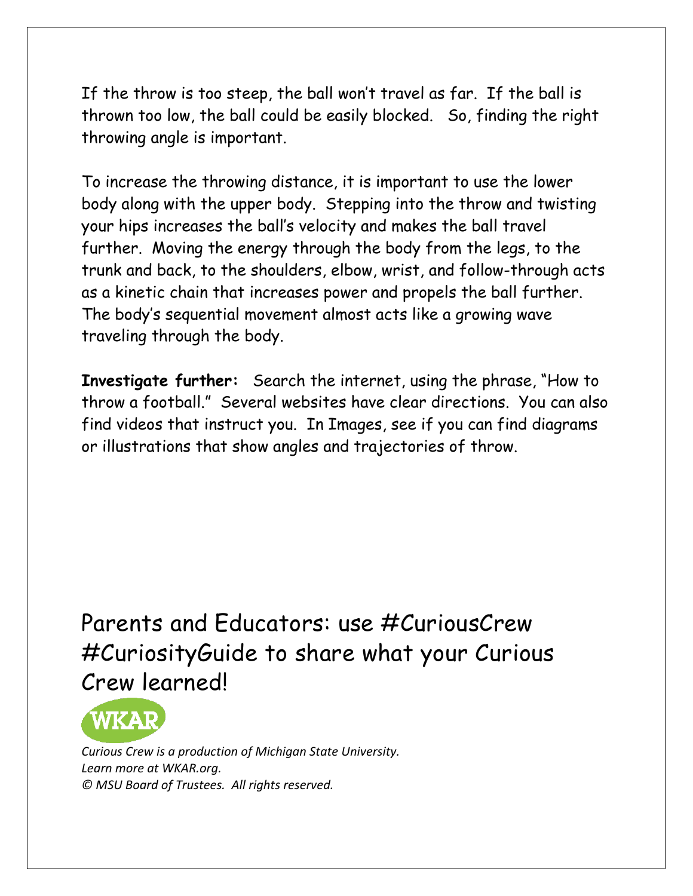If the throw is too steep, the ball won't travel as far. If the ball is thrown too low, the ball could be easily blocked. So, finding the right throwing angle is important.

To increase the throwing distance, it is important to use the lower body along with the upper body. Stepping into the throw and twisting your hips increases the ball's velocity and makes the ball travel further. Moving the energy through the body from the legs, to the trunk and back, to the shoulders, elbow, wrist, and follow-through acts as a kinetic chain that increases power and propels the ball further. The body's sequential movement almost acts like a growing wave traveling through the body.

**Investigate further:** Search the internet, using the phrase, "How to throw a football." Several websites have clear directions. You can also find videos that instruct you. In Images, see if you can find diagrams or illustrations that show angles and trajectories of throw.

## Parents and Educators: use #CuriousCrew #CuriosityGuide to share what your Curious Crew learned!

WKAR

*Curious Crew is a production of Michigan State University.*
*Learn more at WKAR.org.*
*© MSU Board of Trustees. All rights reserved.*